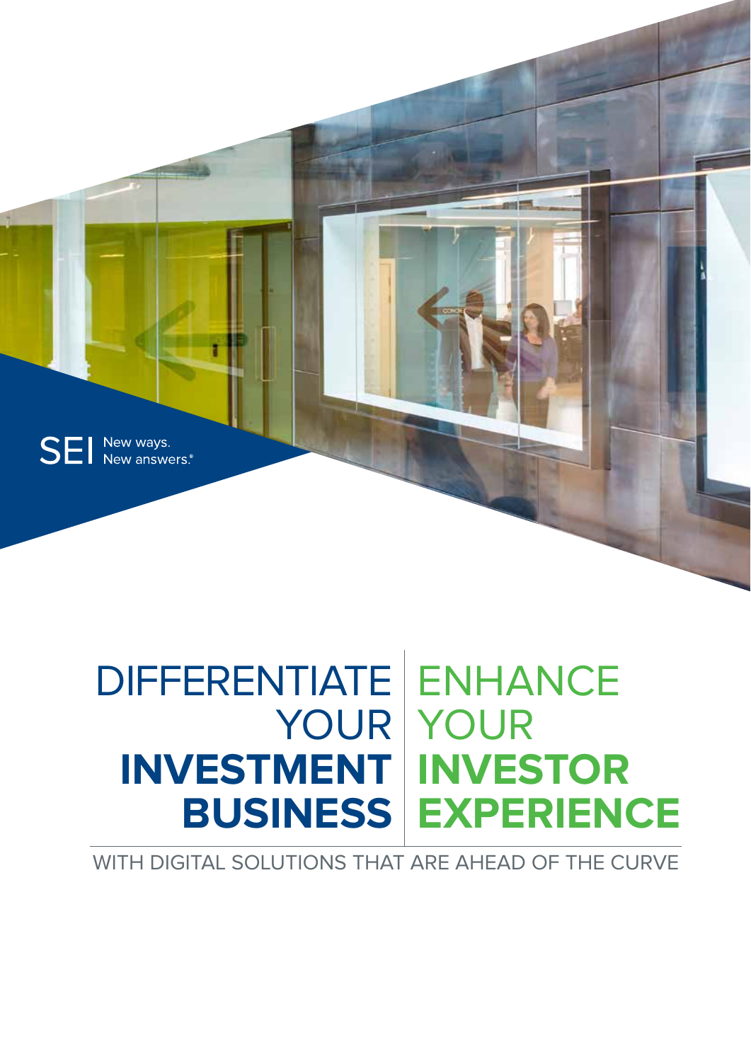SEI New ways. New answers.®

# DIFFERENTIATE YOUR **INVESTMENT BUSINESS**

# ENHANCE YOUR **INVESTOR EXPERIENCE**

WITH DIGITAL SOLUTIONS THAT ARE AHEAD OF THE CURVE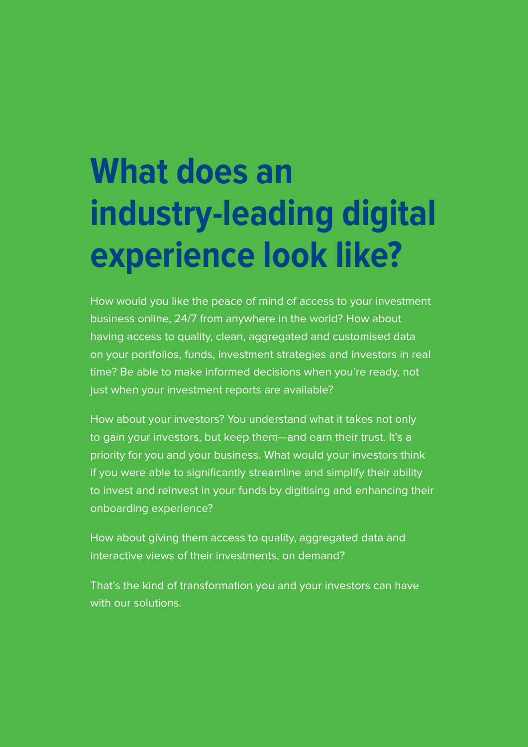# What does an industry-leading digital experience look like?

How would you like the peace of mind of access to your investment business online, 24/7 from anywhere in the world? How about having access to quality, clean, aggregated and customised data on your portfolios, funds, investment strategies and investors in real time? Be able to make informed decisions when you're ready, not just when your investment reports are available?

How about your investors? You understand what it takes not only to gain your investors, but keep them—and earn their trust. It's a priority for you and your business. What would your investors think if you were able to significantly streamline and simplify their ability to invest and reinvest in your funds by digitising and enhancing their onboarding experience?

How about giving them access to quality, aggregated data and interactive views of their investments, on demand?

That's the kind of transformation you and your investors can have with our solutions.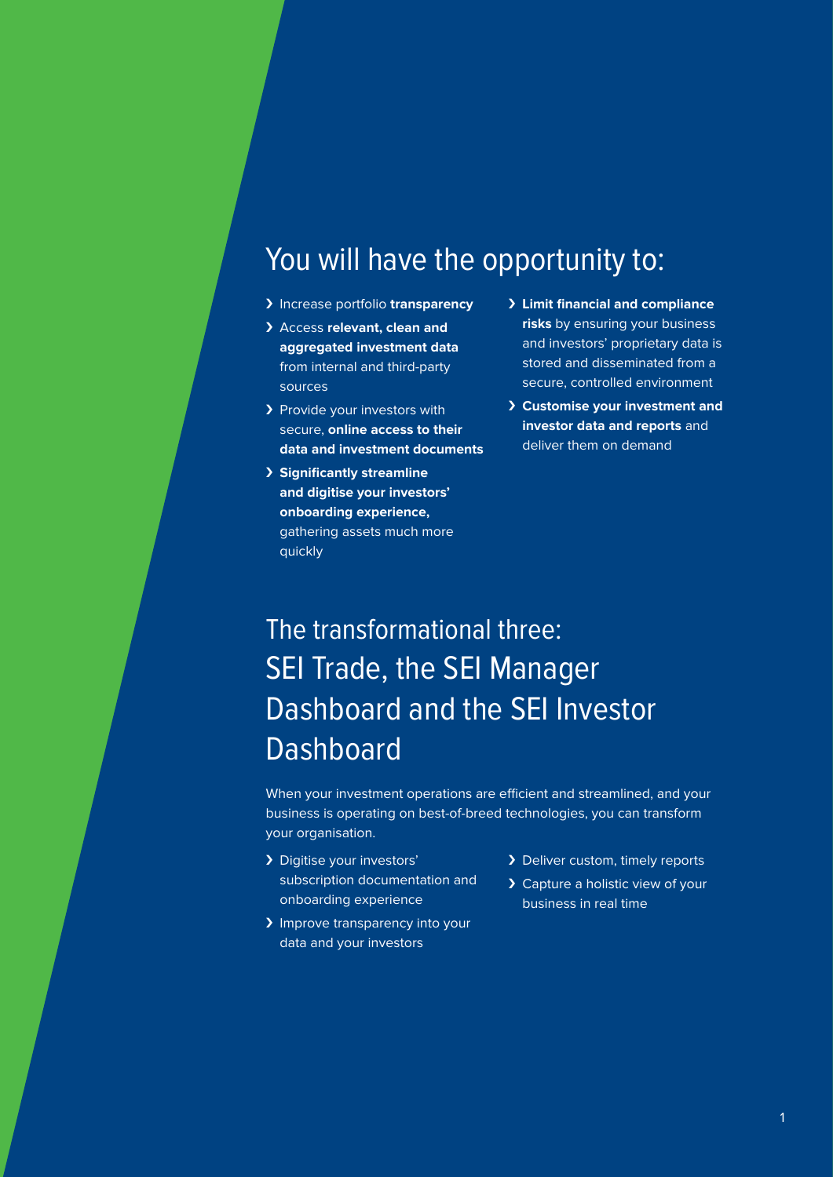## You will have the opportunity to:

- Increase portfolio **transparency**
- Access **relevant, clean and aggregated investment data** from internal and third-party sources
- Provide your investors with secure, **online access to their data and investment documents**
- **Significantly streamline and digitise your investors' onboarding experience,** gathering assets much more quickly
- **Limit financial and compliance risks** by ensuring your business and investors' proprietary data is stored and disseminated from a secure, controlled environment
- **Customise your investment and investor data and reports** and deliver them on demand

## The transformational three: SEI Trade, the SEI Manager Dashboard and the SEI Investor Dashboard

When your investment operations are efficient and streamlined, and your business is operating on best-of-breed technologies, you can transform your organisation.

- Digitise your investors' subscription documentation and onboarding experience
- Improve transparency into your data and your investors
- Deliver custom, timely reports
- Capture a holistic view of your business in real time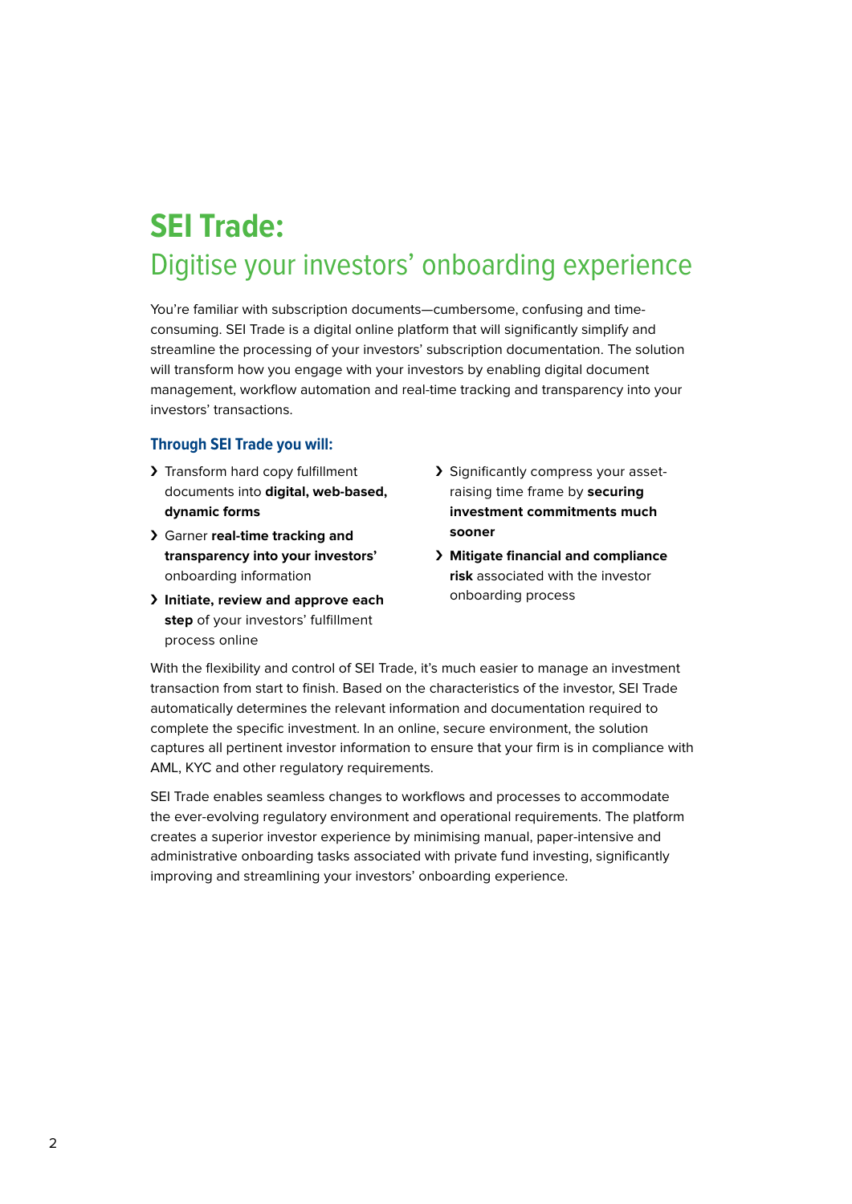# SEI Trade:

## Digitise your investors' onboarding experience

You're familiar with subscription documents—cumbersome, confusing and time-consuming. SEI Trade is a digital online platform that will significantly simplify and streamline the processing of your investors' subscription documentation. The solution will transform how you engage with your investors by enabling digital document management, workflow automation and real-time tracking and transparency into your investors' transactions.

### Through SEI Trade you will:

- Transform hard copy fulfillment documents into **digital, web-based, dynamic forms**
- Garner **real-time tracking and transparency into your investors'** onboarding information
- **Initiate, review and approve each step** of your investors' fulfillment process online
- Significantly compress your asset-raising time frame by **securing investment commitments much sooner**
- **Mitigate financial and compliance risk** associated with the investor onboarding process

With the flexibility and control of SEI Trade, it's much easier to manage an investment transaction from start to finish. Based on the characteristics of the investor, SEI Trade automatically determines the relevant information and documentation required to complete the specific investment. In an online, secure environment, the solution captures all pertinent investor information to ensure that your firm is in compliance with AML, KYC and other regulatory requirements.

SEI Trade enables seamless changes to workflows and processes to accommodate the ever-evolving regulatory environment and operational requirements. The platform creates a superior investor experience by minimising manual, paper-intensive and administrative onboarding tasks associated with private fund investing, significantly improving and streamlining your investors' onboarding experience.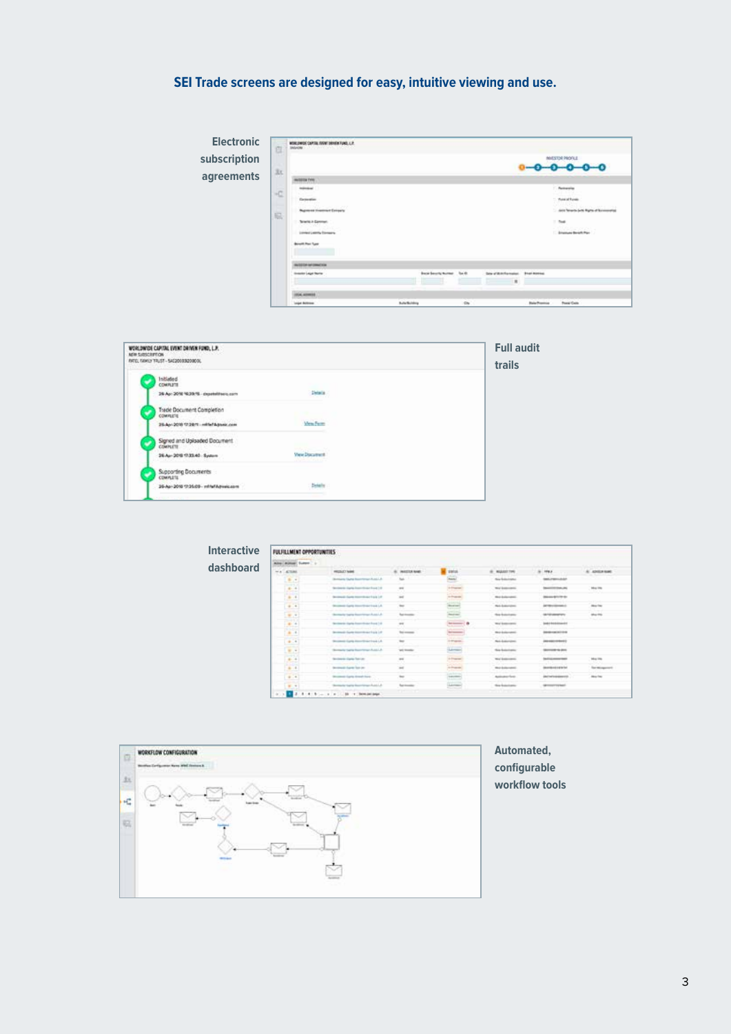## SEI Trade screens are designed for easy, intuitive viewing and use.

Electronic subscription agreements

Full audit trails

Interactive dashboard

Automated, configurable workflow tools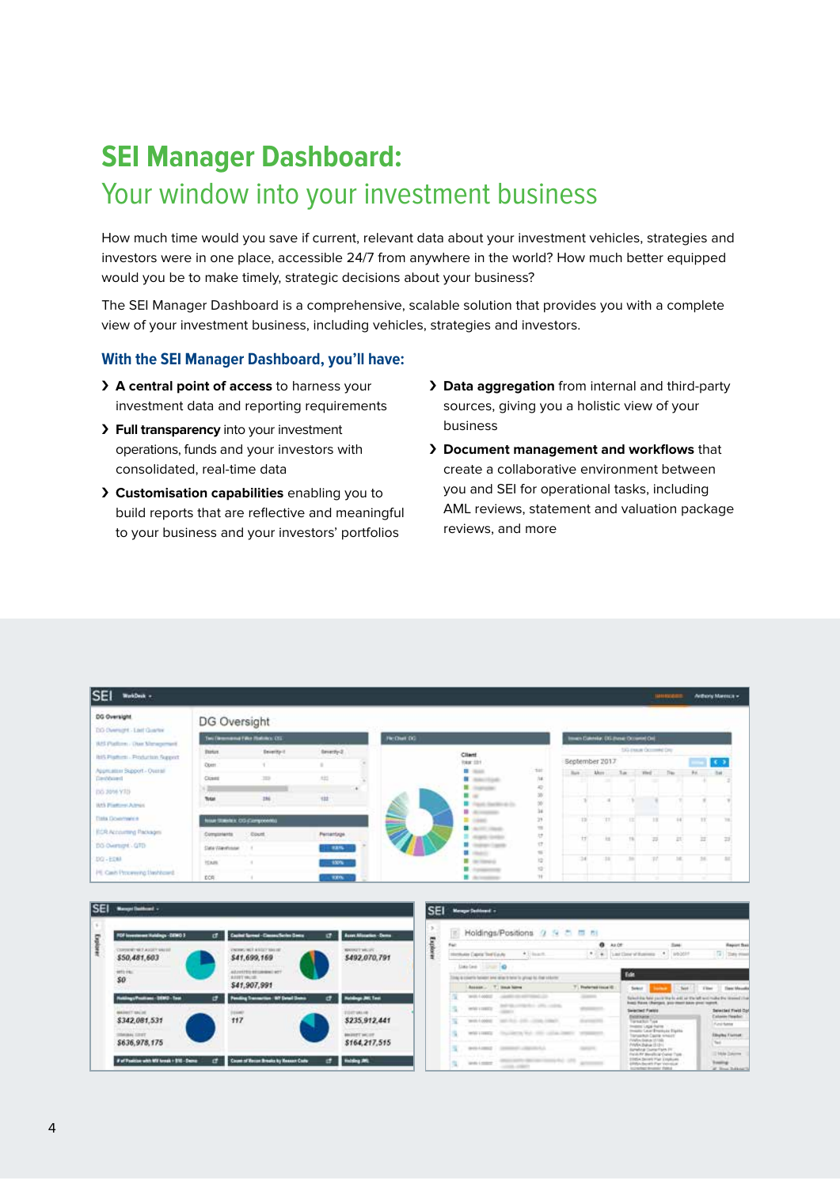# SEI Manager Dashboard:

## Your window into your investment business

How much time would you save if current, relevant data about your investment vehicles, strategies and investors were in one place, accessible 24/7 from anywhere in the world? How much better equipped would you be to make timely, strategic decisions about your business?

The SEI Manager Dashboard is a comprehensive, scalable solution that provides you with a complete view of your investment business, including vehicles, strategies and investors.

### With the SEI Manager Dashboard, you'll have:

- **A central point of access** to harness your investment data and reporting requirements
- **Full transparency** into your investment operations, funds and your investors with consolidated, real-time data
- **Customisation capabilities** enabling you to build reports that are reflective and meaningful to your business and your investors' portfolios
- **Data aggregation** from internal and third-party sources, giving you a holistic view of your business
- **Document management and workflows** that create a collaborative environment between you and SEI for operational tasks, including AML reviews, statement and valuation package reviews, and more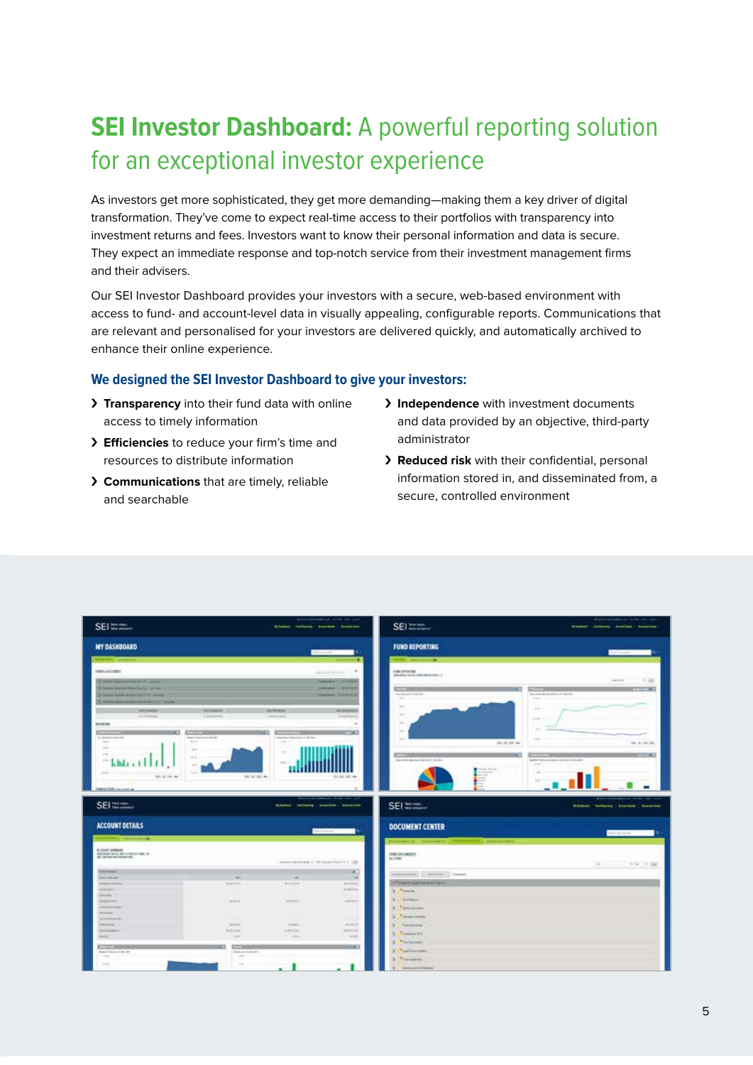# **SEI Investor Dashboard:** A powerful reporting solution for an exceptional investor experience

As investors get more sophisticated, they get more demanding—making them a key driver of digital transformation. They've come to expect real-time access to their portfolios with transparency into investment returns and fees. Investors want to know their personal information and data is secure. They expect an immediate response and top-notch service from their investment management firms and their advisers.

Our SEI Investor Dashboard provides your investors with a secure, web-based environment with access to fund- and account-level data in visually appealing, configurable reports. Communications that are relevant and personalised for your investors are delivered quickly, and automatically archived to enhance their online experience.

### We designed the SEI Investor Dashboard to give your investors:

- **Transparency** into their fund data with online access to timely information
- **Efficiencies** to reduce your firm's time and resources to distribute information
- **Communications** that are timely, reliable and searchable
- **Independence** with investment documents and data provided by an objective, third-party administrator
- **Reduced risk** with their confidential, personal information stored in, and disseminated from, a secure, controlled environment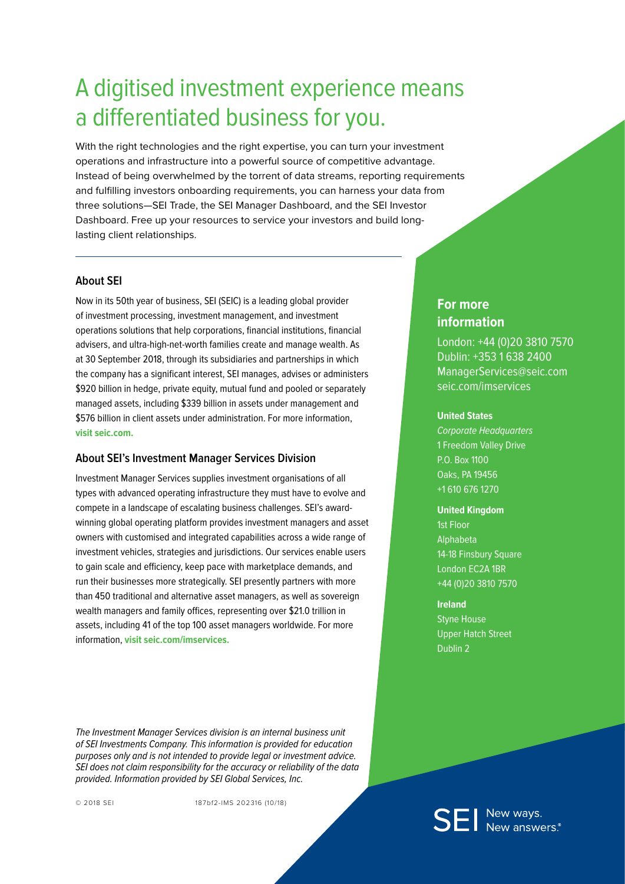# A digitised investment experience means a differentiated business for you.

With the right technologies and the right expertise, you can turn your investment operations and infrastructure into a powerful source of competitive advantage. Instead of being overwhelmed by the torrent of data streams, reporting requirements and fulfilling investors onboarding requirements, you can harness your data from three solutions—SEI Trade, the SEI Manager Dashboard, and the SEI Investor Dashboard. Free up your resources to service your investors and build long-lasting client relationships.

---

### About SEI

Now in its 50th year of business, SEI (SEIC) is a leading global provider of investment processing, investment management, and investment operations solutions that help corporations, financial institutions, financial advisers, and ultra-high-net-worth families create and manage wealth. As at 30 September 2018, through its subsidiaries and partnerships in which the company has a significant interest, SEI manages, advises or administers \$920 billion in hedge, private equity, mutual fund and pooled or separately managed assets, including \$339 billion in assets under management and \$576 billion in client assets under administration. For more information, **visit seic.com.**

### About SEI's Investment Manager Services Division

Investment Manager Services supplies investment organisations of all types with advanced operating infrastructure they must have to evolve and compete in a landscape of escalating business challenges. SEI's award-winning global operating platform provides investment managers and asset owners with customised and integrated capabilities across a wide range of investment vehicles, strategies and jurisdictions. Our services enable users to gain scale and efficiency, keep pace with marketplace demands, and run their businesses more strategically. SEI presently partners with more than 450 traditional and alternative asset managers, as well as sovereign wealth managers and family offices, representing over \$21.0 trillion in assets, including 41 of the top 100 asset managers worldwide. For more information, **visit seic.com/imservices.**

*The Investment Manager Services division is an internal business unit of SEI Investments Company. This information is provided for education purposes only and is not intended to provide legal or investment advice. SEI does not claim responsibility for the accuracy or reliability of the data provided. Information provided by SEI Global Services, Inc.*

© 2018 SEI 187bf2-IMS 202316 (10/18)

## For more information

London: +44 (0)20 3810 7570
Dublin: +353 1 638 2400
ManagerServices@seic.com
seic.com/imservices

**United States**
*Corporate Headquarters*
1 Freedom Valley Drive
P.O. Box 1100
Oaks, PA 19456
+1 610 676 1270

**United Kingdom**
1st Floor
Alphabeta
14-18 Finsbury Square
London EC2A 1BR
+44 (0)20 3810 7570

**Ireland**
Styne House
Upper Hatch Street
Dublin 2

SEI New ways. New answers.®